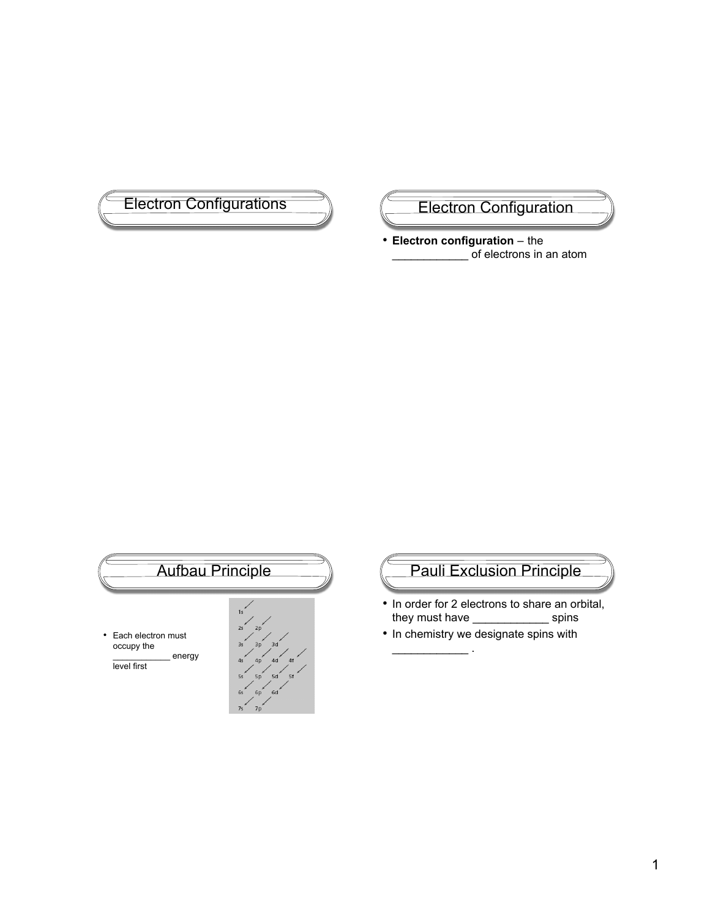## Electron Configurations

## Electron Configuration

- **Electron configuration** – the ____________ of electrons in an atom

## Aufbau Principle

- Each electron must occupy the ___________ energy level first

1s
2s 2p
3s 3p 3d
4s 4p 4d 4f
5s 5p 5d 5f
6s 6p 6d
7s 7p

## Pauli Exclusion Principle

- In order for 2 electrons to share an orbital, they must have ____________ spins
- In chemistry we designate spins with ____________ .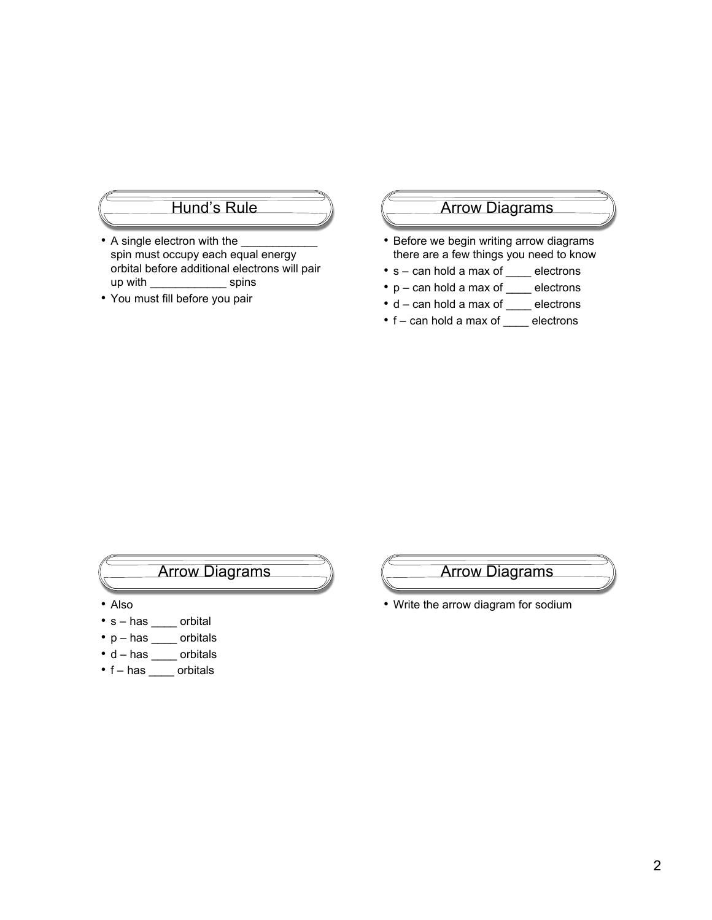## Hund's Rule

- A single electron with the ____________ spin must occupy each equal energy orbital before additional electrons will pair up with ____________ spins
- You must fill before you pair

## Arrow Diagrams

- Before we begin writing arrow diagrams there are a few things you need to know
- s – can hold a max of ____ electrons
- p – can hold a max of ____ electrons
- d – can hold a max of ____ electrons
- f – can hold a max of ____ electrons

## Arrow Diagrams

- Also
- s – has ____ orbital
- p – has ____ orbitals
- d – has ____ orbitals
- f – has ____ orbitals

## Arrow Diagrams

- Write the arrow diagram for sodium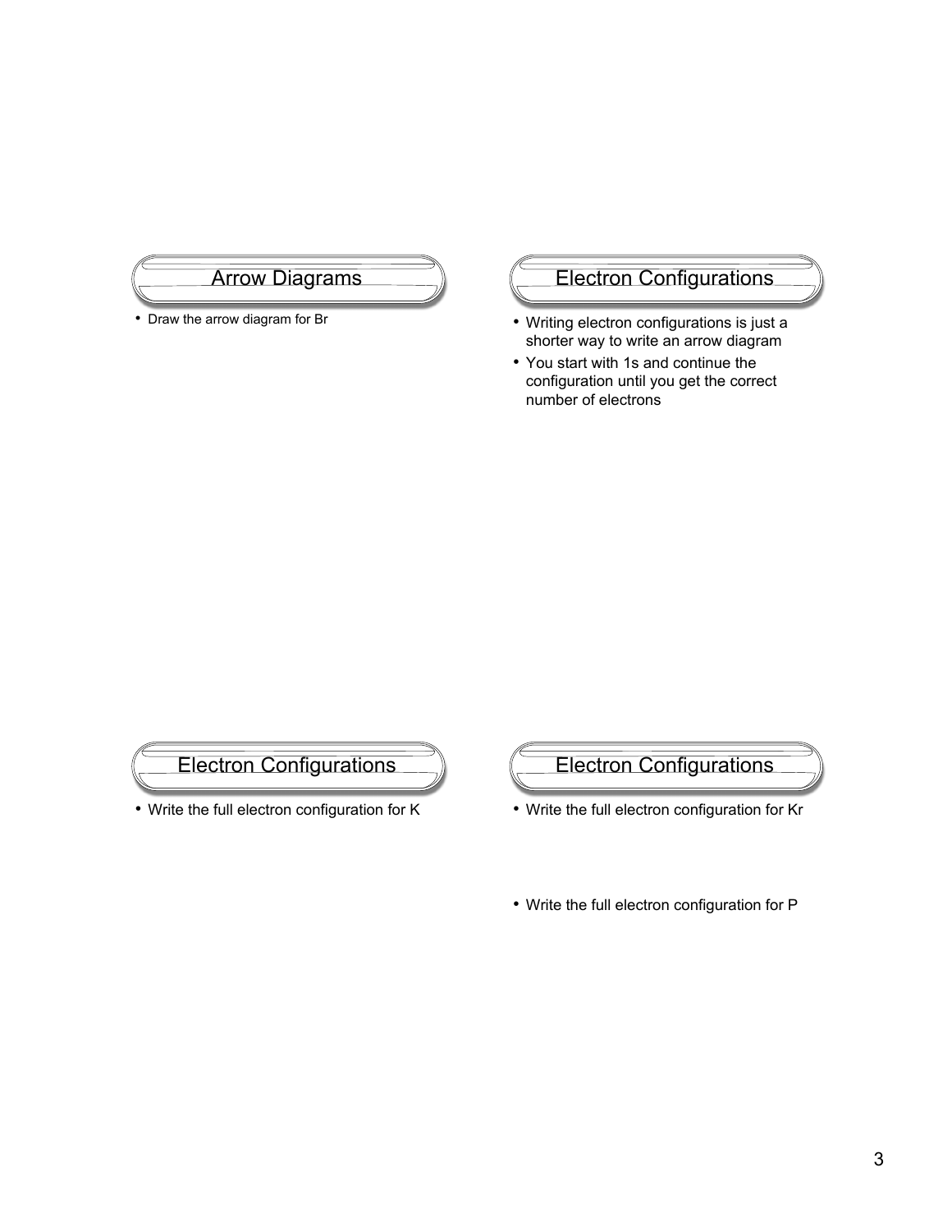## Arrow Diagrams

- Draw the arrow diagram for Br

## Electron Configurations

- Writing electron configurations is just a shorter way to write an arrow diagram
- You start with 1s and continue the configuration until you get the correct number of electrons

## Electron Configurations

- Write the full electron configuration for K

## Electron Configurations

- Write the full electron configuration for Kr
- Write the full electron configuration for P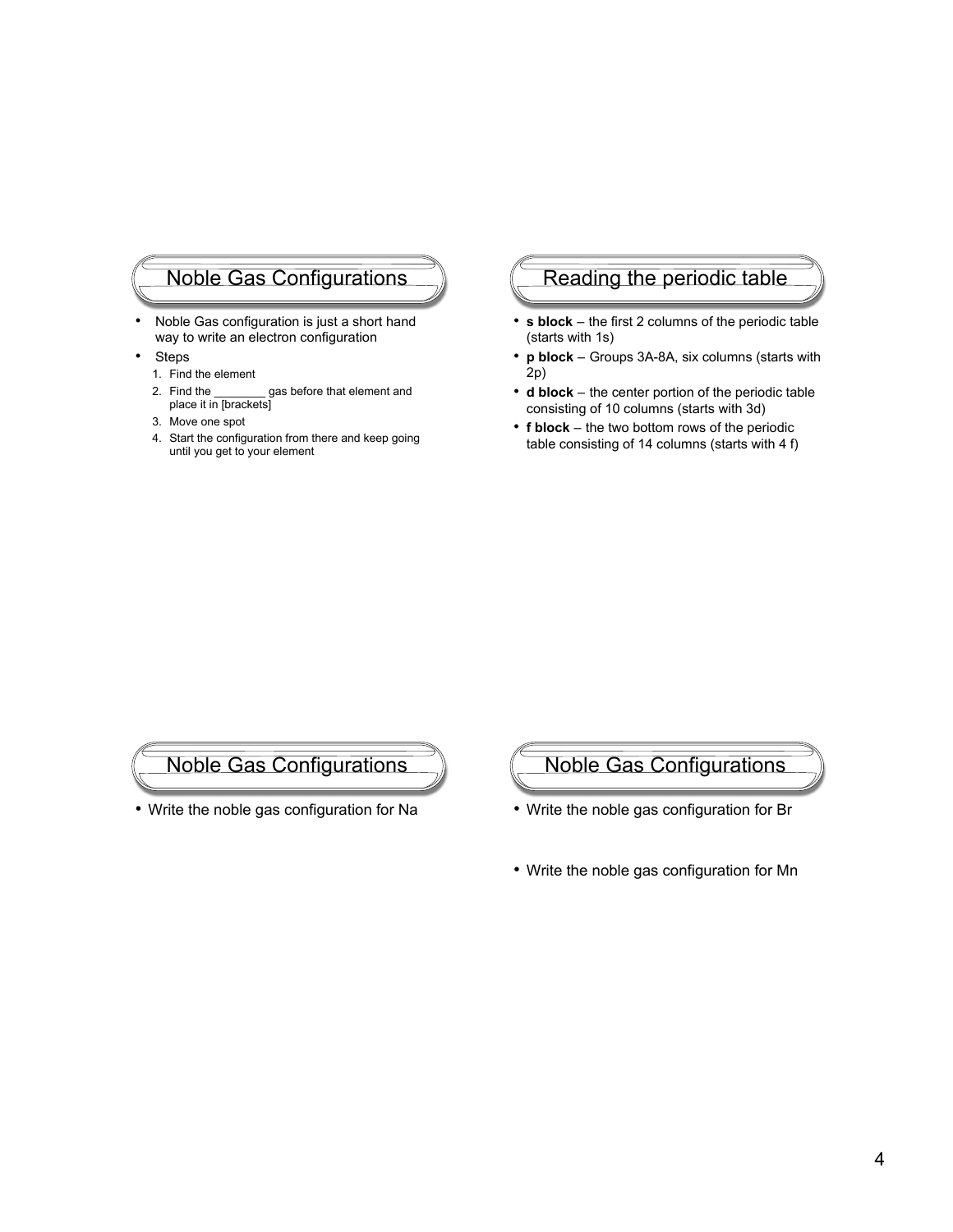## Noble Gas Configurations

- Noble Gas configuration is just a short hand way to write an electron configuration
- Steps
  1. Find the element
  2. Find the ________ gas before that element and place it in [brackets]
  3. Move one spot
  4. Start the configuration from there and keep going until you get to your element

## Reading the periodic table

- **s block** – the first 2 columns of the periodic table (starts with 1s)
- **p block** – Groups 3A-8A, six columns (starts with 2p)
- **d block** – the center portion of the periodic table consisting of 10 columns (starts with 3d)
- **f block** – the two bottom rows of the periodic table consisting of 14 columns (starts with 4 f)

## Noble Gas Configurations

- Write the noble gas configuration for Na

## Noble Gas Configurations

- Write the noble gas configuration for Br
- Write the noble gas configuration for Mn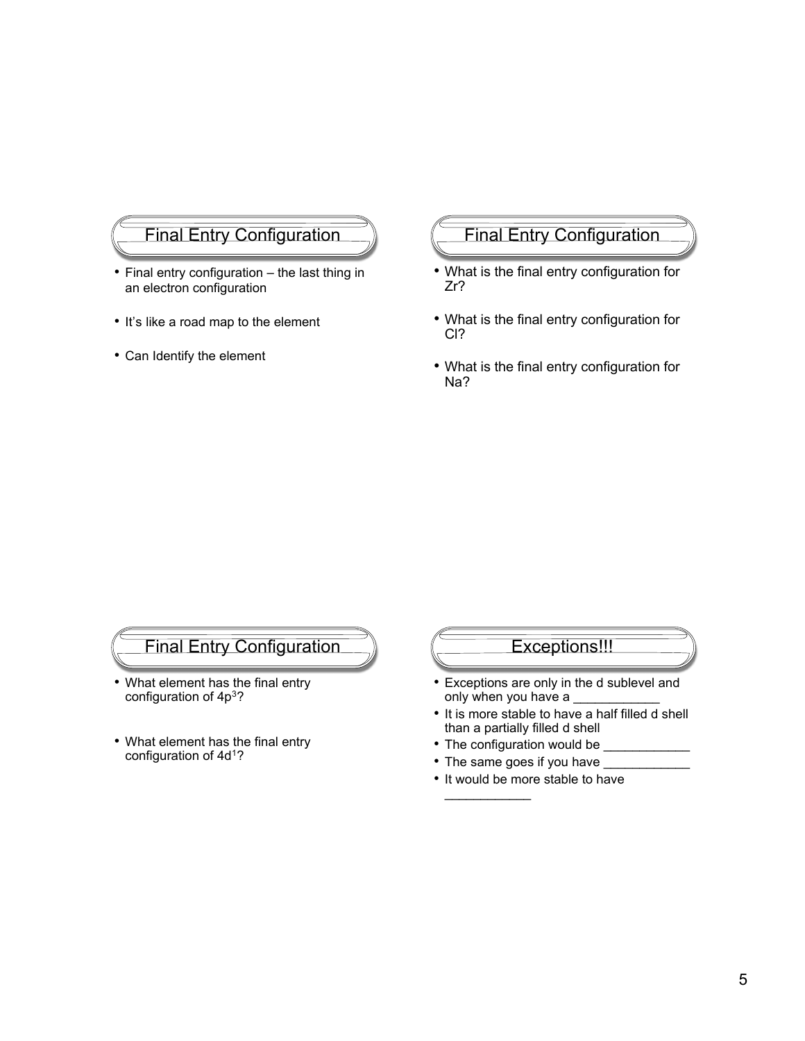## Final Entry Configuration

- Final entry configuration – the last thing in an electron configuration
- It's like a road map to the element
- Can Identify the element

## Final Entry Configuration

- What is the final entry configuration for Zr?
- What is the final entry configuration for Cl?
- What is the final entry configuration for Na?

## Final Entry Configuration

- What element has the final entry configuration of $4p^3$?
- What element has the final entry configuration of $4d^1$?

## Exceptions!!!

- Exceptions are only in the d sublevel and only when you have a ____________
- It is more stable to have a half filled d shell than a partially filled d shell
- The configuration would be ____________
- The same goes if you have ____________
- It would be more stable to have ____________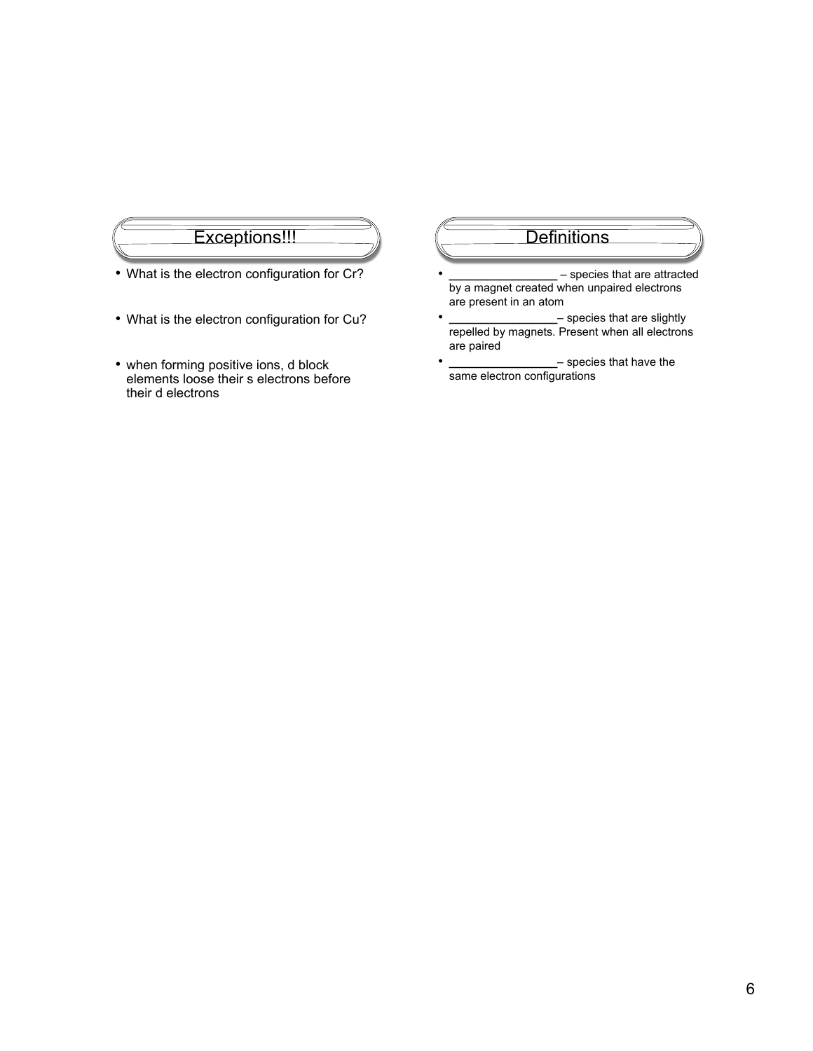## Exceptions!!!

- What is the electron configuration for Cr?
- What is the electron configuration for Cu?
- when forming positive ions, d block elements loose their s electrons before their d electrons

## Definitions

- _______________ – species that are attracted by a magnet created when unpaired electrons are present in an atom
- _______________– species that are slightly repelled by magnets. Present when all electrons are paired
- _______________– species that have the same electron configurations